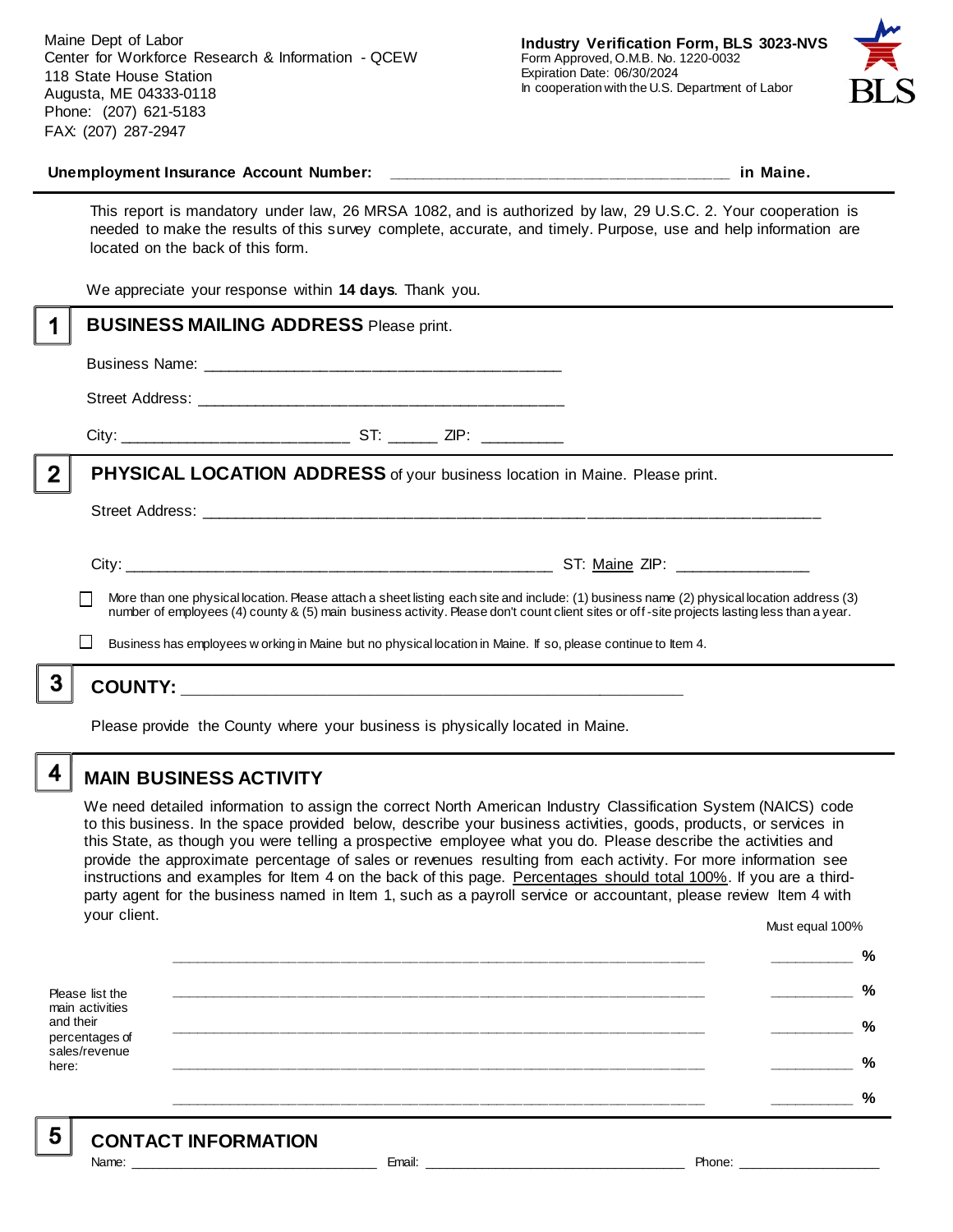Maine Dept of Labor
Center for Workforce Research & Information - QCEW
118 State House Station
Augusta, ME 04333-0118
Phone: (207) 621-5183
FAX: (207) 287-2947

**Industry Verification Form, BLS 3023-NVS**
Form Approved, O.M.B. No. 1220-0032
Expiration Date: 06/30/2024
In cooperation with the U.S. Department of Labor

**Unemployment Insurance Account Number:** ______________________________________ **in Maine.**

This report is mandatory under law, 26 MRSA 1082, and is authorized by law, 29 U.S.C. 2. Your cooperation is needed to make the results of this survey complete, accurate, and timely. Purpose, use and help information are located on the back of this form.

We appreciate your response within **14 days**. Thank you.

## 1 BUSINESS MAILING ADDRESS Please print.

Business Name: ________________________________________

Street Address: ________________________________________

City: _________________________ ST: ______ ZIP: _________

## 2 PHYSICAL LOCATION ADDRESS of your business location in Maine. Please print.

Street Address: ____________________________________________________________________________

City: ______________________________________________ ST: Maine ZIP: _______________

☐ More than one physical location. Please attach a sheet listing each site and include: (1) business name (2) physical location address (3) number of employees (4) county & (5) main business activity. Please don't count client sites or off-site projects lasting less than a year.

☐ Business has employees working in Maine but no physical location in Maine. If so, please continue to Item 4.

## 3 COUNTY: _______________________________________________________

Please provide the County where your business is physically located in Maine.

## 4 MAIN BUSINESS ACTIVITY

We need detailed information to assign the correct North American Industry Classification System (NAICS) code to this business. In the space provided below, describe your business activities, goods, products, or services in this State, as though you were telling a prospective employee what you do. Please describe the activities and provide the approximate percentage of sales or revenues resulting from each activity. For more information see instructions and examples for Item 4 on the back of this page. Percentages should total 100%. If you are a third-party agent for the business named in Item 1, such as a payroll service or accountant, please review Item 4 with your client.

Must equal 100%

Please list the main activities and their percentages of sales/revenue here:

____________________________________________________________ __________ %

____________________________________________________________ __________ %

____________________________________________________________ __________ %

____________________________________________________________ __________ %

____________________________________________________________ __________ %

## 5 CONTACT INFORMATION

Name: ______________________________ Email: ________________________________ Phone: __________________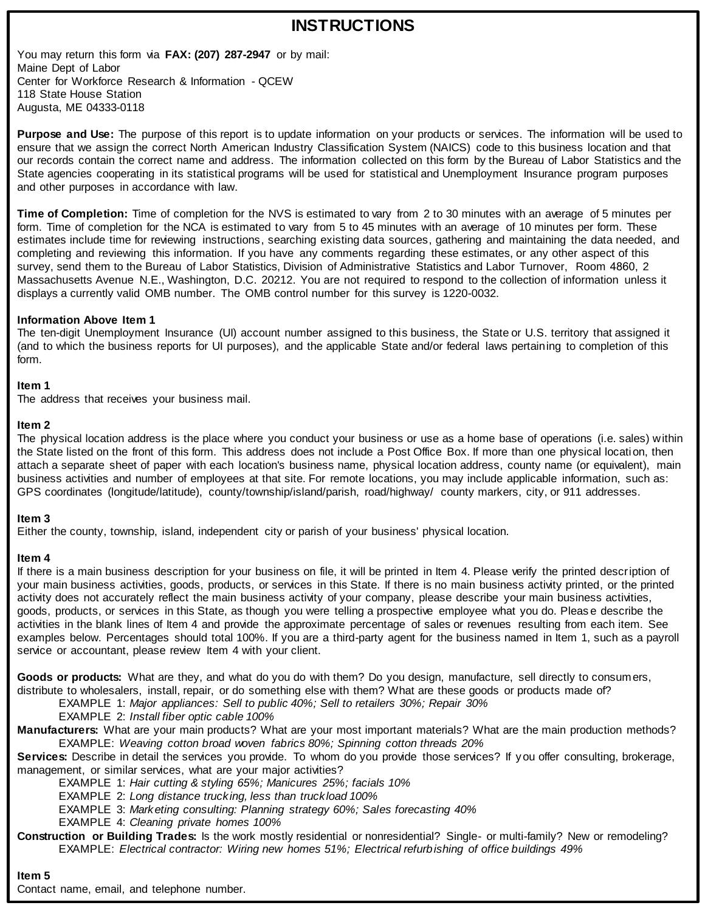# INSTRUCTIONS

You may return this form via **FAX: (207) 287-2947** or by mail:
Maine Dept of Labor
Center for Workforce Research & Information - QCEW
118 State House Station
Augusta, ME 04333-0118

**Purpose and Use:** The purpose of this report is to update information on your products or services. The information will be used to ensure that we assign the correct North American Industry Classification System (NAICS) code to this business location and that our records contain the correct name and address. The information collected on this form by the Bureau of Labor Statistics and the State agencies cooperating in its statistical programs will be used for statistical and Unemployment Insurance program purposes and other purposes in accordance with law.

**Time of Completion:** Time of completion for the NVS is estimated to vary from 2 to 30 minutes with an average of 5 minutes per form. Time of completion for the NCA is estimated to vary from 5 to 45 minutes with an average of 10 minutes per form. These estimates include time for reviewing instructions, searching existing data sources, gathering and maintaining the data needed, and completing and reviewing this information. If you have any comments regarding these estimates, or any other aspect of this survey, send them to the Bureau of Labor Statistics, Division of Administrative Statistics and Labor Turnover, Room 4860, 2 Massachusetts Avenue N.E., Washington, D.C. 20212. You are not required to respond to the collection of information unless it displays a currently valid OMB number. The OMB control number for this survey is 1220-0032.

**Information Above Item 1**
The ten-digit Unemployment Insurance (UI) account number assigned to this business, the State or U.S. territory that assigned it (and to which the business reports for UI purposes), and the applicable State and/or federal laws pertaining to completion of this form.

**Item 1**
The address that receives your business mail.

**Item 2**
The physical location address is the place where you conduct your business or use as a home base of operations (i.e. sales) within the State listed on the front of this form. This address does not include a Post Office Box. If more than one physical location, then attach a separate sheet of paper with each location's business name, physical location address, county name (or equivalent), main business activities and number of employees at that site. For remote locations, you may include applicable information, such as: GPS coordinates (longitude/latitude), county/township/island/parish, road/highway/ county markers, city, or 911 addresses.

**Item 3**
Either the county, township, island, independent city or parish of your business' physical location.

**Item 4**
If there is a main business description for your business on file, it will be printed in Item 4. Please verify the printed description of your main business activities, goods, products, or services in this State. If there is no main business activity printed, or the printed activity does not accurately reflect the main business activity of your company, please describe your main business activities, goods, products, or services in this State, as though you were telling a prospective employee what you do. Please describe the activities in the blank lines of Item 4 and provide the approximate percentage of sales or revenues resulting from each item. See examples below. Percentages should total 100%. If you are a third-party agent for the business named in Item 1, such as a payroll service or accountant, please review Item 4 with your client.

**Goods or products:** What are they, and what do you do with them? Do you design, manufacture, sell directly to consumers, distribute to wholesalers, install, repair, or do something else with them? What are these goods or products made of?
EXAMPLE 1: *Major appliances: Sell to public 40%; Sell to retailers 30%; Repair 30%*
EXAMPLE 2: *Install fiber optic cable 100%*

**Manufacturers:** What are your main products? What are your most important materials? What are the main production methods?
EXAMPLE: *Weaving cotton broad woven fabrics 80%; Spinning cotton threads 20%*

**Services:** Describe in detail the services you provide. To whom do you provide those services? If you offer consulting, brokerage, management, or similar services, what are your major activities?
EXAMPLE 1: *Hair cutting & styling 65%; Manicures 25%; facials 10%*
EXAMPLE 2: *Long distance trucking, less than truckload 100%*
EXAMPLE 3: *Marketing consulting: Planning strategy 60%; Sales forecasting 40%*
EXAMPLE 4: *Cleaning private homes 100%*

**Construction or Building Trades:** Is the work mostly residential or nonresidential? Single- or multi-family? New or remodeling?
EXAMPLE: *Electrical contractor: Wiring new homes 51%; Electrical refurbishing of office buildings 49%*

**Item 5**
Contact name, email, and telephone number.